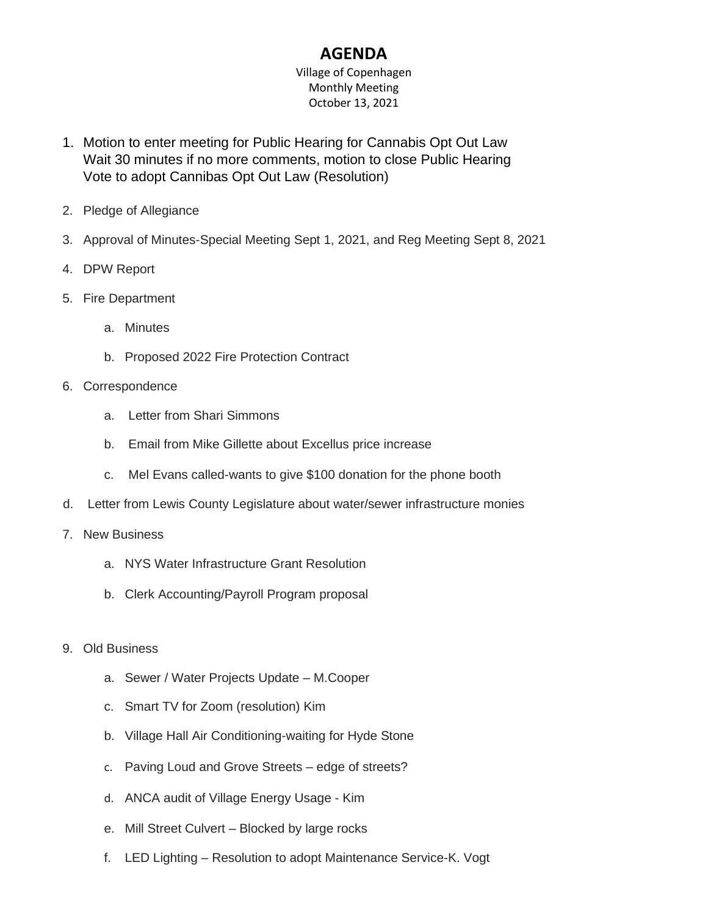# AGENDA

Village of Copenhagen
Monthly Meeting
October 13, 2021

1. Motion to enter meeting for Public Hearing for Cannabis Opt Out Law
   Wait 30 minutes if no more comments, motion to close Public Hearing
   Vote to adopt Cannibas Opt Out Law (Resolution)

2. Pledge of Allegiance

3. Approval of Minutes-Special Meeting Sept 1, 2021, and Reg Meeting Sept 8, 2021

4. DPW Report

5. Fire Department

   a. Minutes

   b. Proposed 2022 Fire Protection Contract

6. Correspondence

   a. Letter from Shari Simmons

   b. Email from Mike Gillette about Excellus price increase

   c. Mel Evans called-wants to give $100 donation for the phone booth

d. Letter from Lewis County Legislature about water/sewer infrastructure monies

7. New Business

   a. NYS Water Infrastructure Grant Resolution

   b. Clerk Accounting/Payroll Program proposal

9. Old Business

   a. Sewer / Water Projects Update – M.Cooper

   c. Smart TV for Zoom (resolution) Kim

   b. Village Hall Air Conditioning-waiting for Hyde Stone

   c. Paving Loud and Grove Streets – edge of streets?

   d. ANCA audit of Village Energy Usage - Kim

   e. Mill Street Culvert – Blocked by large rocks

   f. LED Lighting – Resolution to adopt Maintenance Service-K. Vogt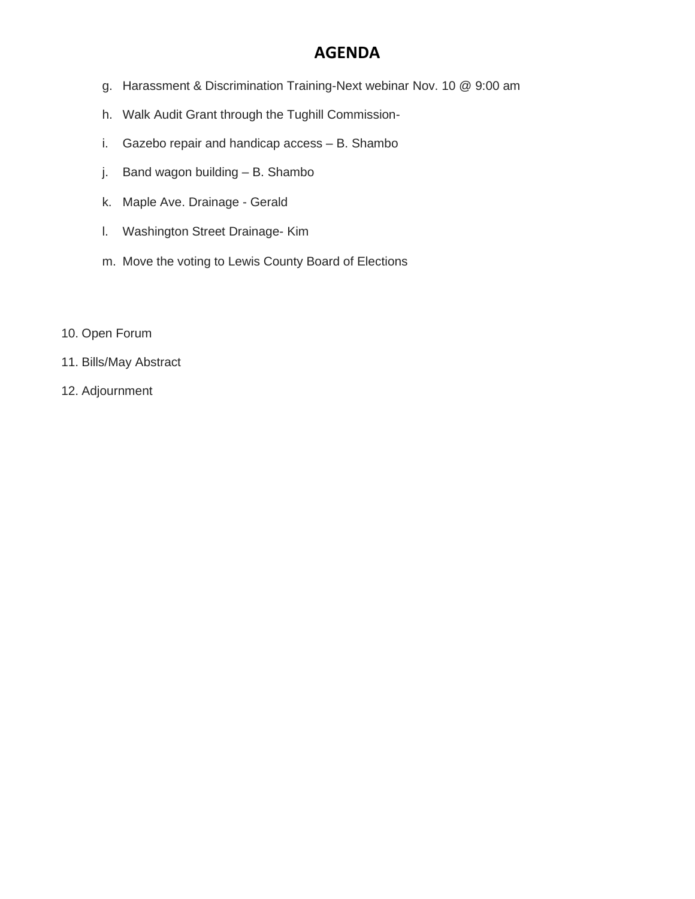# AGENDA

g. Harassment & Discrimination Training-Next webinar Nov. 10 @ 9:00 am

h. Walk Audit Grant through the Tughill Commission-

i. Gazebo repair and handicap access – B. Shambo

j. Band wagon building – B. Shambo

k. Maple Ave. Drainage - Gerald

l. Washington Street Drainage- Kim

m. Move the voting to Lewis County Board of Elections

10. Open Forum

11. Bills/May Abstract

12. Adjournment